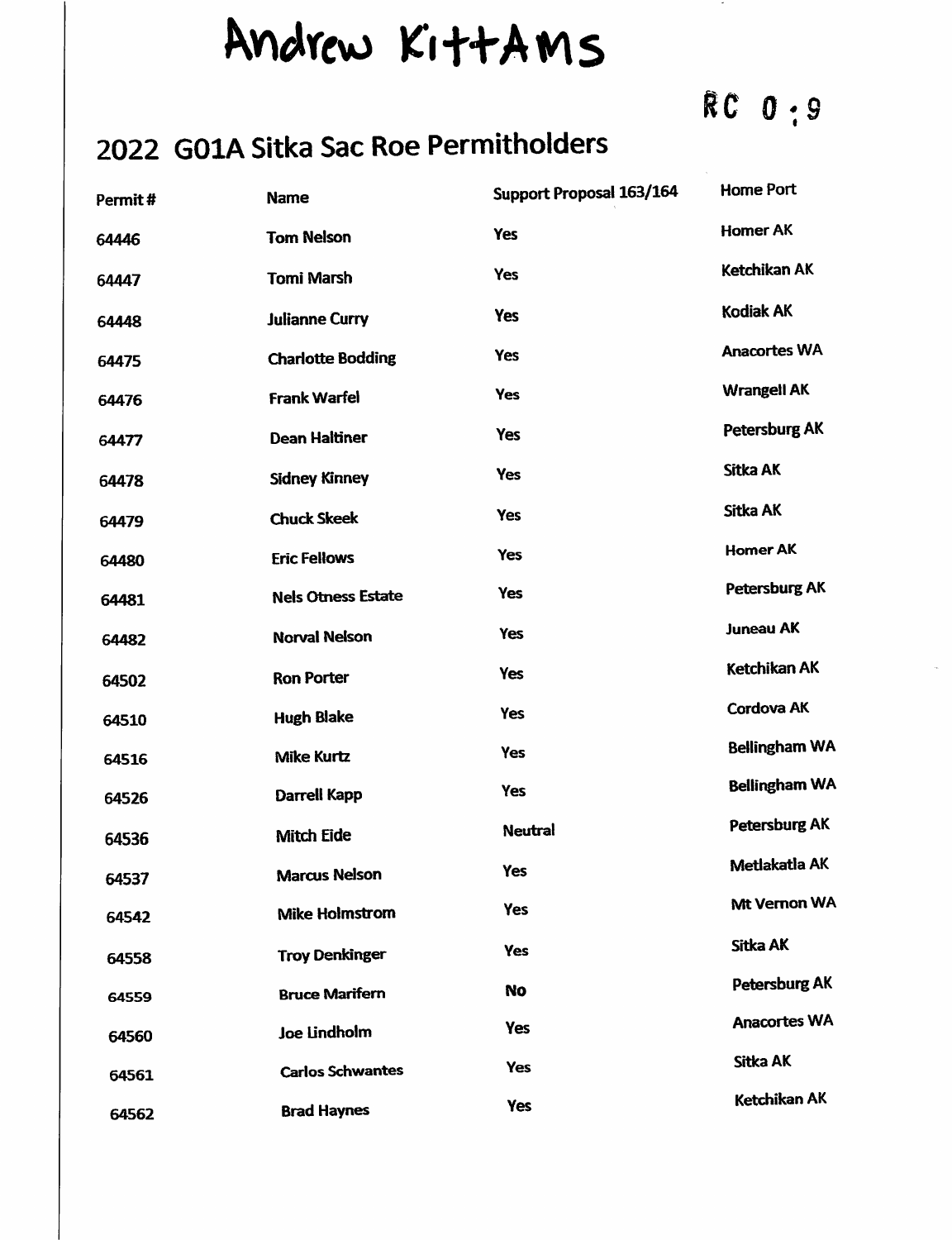Andrew KittAms

RC 0:9

# 2022 G01A Sitka Sac Roe Permitholders

| Permit # | Name | Support Proposal 163/164 | Home Port |
|---|---|---|---|
| 64446 | Tom Nelson | Yes | Homer AK |
| 64447 | Tomi Marsh | Yes | Ketchikan AK |
| 64448 | Julianne Curry | Yes | Kodiak AK |
| 64475 | Charlotte Bodding | Yes | Anacortes WA |
| 64476 | Frank Warfel | Yes | Wrangell AK |
| 64477 | Dean Haltiner | Yes | Petersburg AK |
| 64478 | Sidney Kinney | Yes | Sitka AK |
| 64479 | Chuck Skeek | Yes | Sitka AK |
| 64480 | Eric Fellows | Yes | Homer AK |
| 64481 | Nels Otness Estate | Yes | Petersburg AK |
| 64482 | Norval Nelson | Yes | Juneau AK |
| 64502 | Ron Porter | Yes | Ketchikan AK |
| 64510 | Hugh Blake | Yes | Cordova AK |
| 64516 | Mike Kurtz | Yes | Bellingham WA |
| 64526 | Darrell Kapp | Yes | Bellingham WA |
| 64536 | Mitch Eide | Neutral | Petersburg AK |
| 64537 | Marcus Nelson | Yes | Metlakatla AK |
| 64542 | Mike Holmstrom | Yes | Mt Vernon WA |
| 64558 | Troy Denkinger | Yes | Sitka AK |
| 64559 | Bruce Marifern | No | Petersburg AK |
| 64560 | Joe Lindholm | Yes | Anacortes WA |
| 64561 | Carlos Schwantes | Yes | Sitka AK |
| 64562 | Brad Haynes | Yes | Ketchikan AK |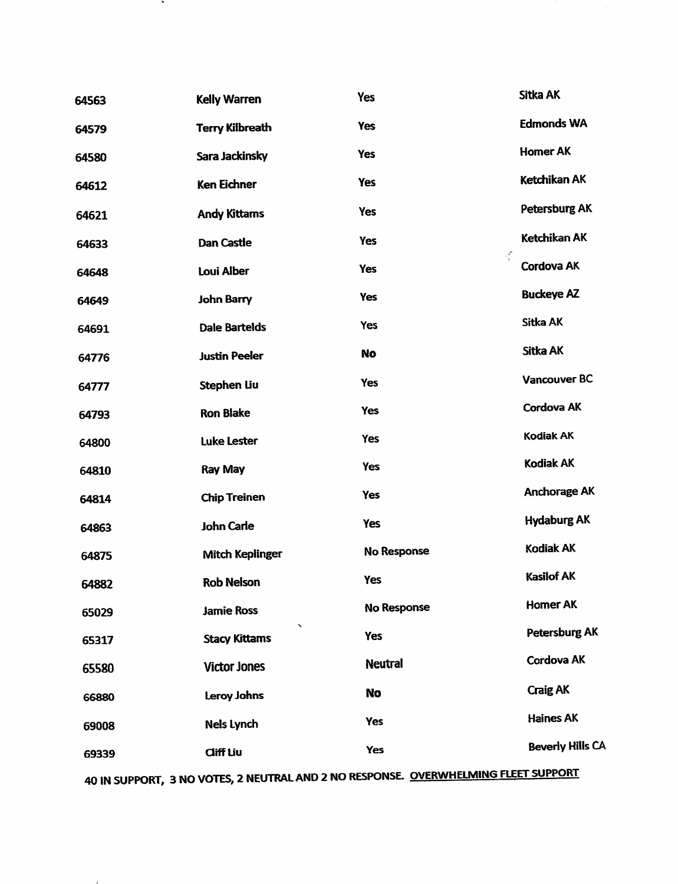| | | | |
|---|---|---|---|
| 64563 | Kelly Warren | Yes | Sitka AK |
| 64579 | Terry Kilbreath | Yes | Edmonds WA |
| 64580 | Sara Jackinsky | Yes | Homer AK |
| 64612 | Ken Eichner | Yes | Ketchikan AK |
| 64621 | Andy Kittams | Yes | Petersburg AK |
| 64633 | Dan Castle | Yes | Ketchikan AK |
| 64648 | Loui Alber | Yes | Cordova AK |
| 64649 | John Barry | Yes | Buckeye AZ |
| 64691 | Dale Bartelds | Yes | Sitka AK |
| 64776 | Justin Peeler | **No** | Sitka AK |
| 64777 | Stephen Liu | Yes | Vancouver BC |
| 64793 | Ron Blake | Yes | Cordova AK |
| 64800 | Luke Lester | Yes | Kodiak AK |
| 64810 | Ray May | Yes | Kodiak AK |
| 64814 | Chip Treinen | Yes | Anchorage AK |
| 64863 | John Carle | Yes | Hydaburg AK |
| 64875 | Mitch Keplinger | No Response | Kodiak AK |
| 64882 | Rob Nelson | Yes | Kasilof AK |
| 65029 | Jamie Ross | No Response | Homer AK |
| 65317 | Stacy Kittams | Yes | Petersburg AK |
| 65580 | Victor Jones | Neutral | Cordova AK |
| 66880 | Leroy Johns | **No** | Craig AK |
| 69008 | Nels Lynch | Yes | Haines AK |
| 69339 | Cliff Liu | Yes | Beverly Hills CA |

40 IN SUPPORT, 3 NO VOTES, 2 NEUTRAL AND 2 NO RESPONSE. <u>OVERWHELMING FLEET SUPPORT</u>